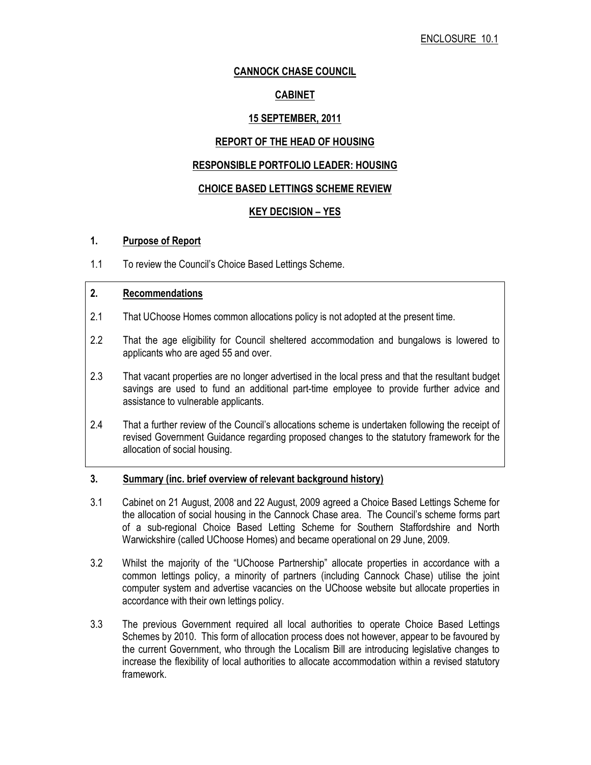ENCLOSURE 10.1

# CANNOCK CHASE COUNCIL

## CABINET

## 15 SEPTEMBER, 2011

## REPORT OF THE HEAD OF HOUSING

## RESPONSIBLE PORTFOLIO LEADER: HOUSING

## CHOICE BASED LETTINGS SCHEME REVIEW

## KEY DECISION – YES

### 1. Purpose of Report

1.1 To review the Council's Choice Based Lettings Scheme.

### 2. Recommendations

2.1 That UChoose Homes common allocations policy is not adopted at the present time.

2.2 That the age eligibility for Council sheltered accommodation and bungalows is lowered to applicants who are aged 55 and over.

2.3 That vacant properties are no longer advertised in the local press and that the resultant budget savings are used to fund an additional part-time employee to provide further advice and assistance to vulnerable applicants.

2.4 That a further review of the Council's allocations scheme is undertaken following the receipt of revised Government Guidance regarding proposed changes to the statutory framework for the allocation of social housing.

### 3. Summary (inc. brief overview of relevant background history)

3.1 Cabinet on 21 August, 2008 and 22 August, 2009 agreed a Choice Based Lettings Scheme for the allocation of social housing in the Cannock Chase area. The Council's scheme forms part of a sub-regional Choice Based Letting Scheme for Southern Staffordshire and North Warwickshire (called UChoose Homes) and became operational on 29 June, 2009.

3.2 Whilst the majority of the "UChoose Partnership" allocate properties in accordance with a common lettings policy, a minority of partners (including Cannock Chase) utilise the joint computer system and advertise vacancies on the UChoose website but allocate properties in accordance with their own lettings policy.

3.3 The previous Government required all local authorities to operate Choice Based Lettings Schemes by 2010. This form of allocation process does not however, appear to be favoured by the current Government, who through the Localism Bill are introducing legislative changes to increase the flexibility of local authorities to allocate accommodation within a revised statutory framework.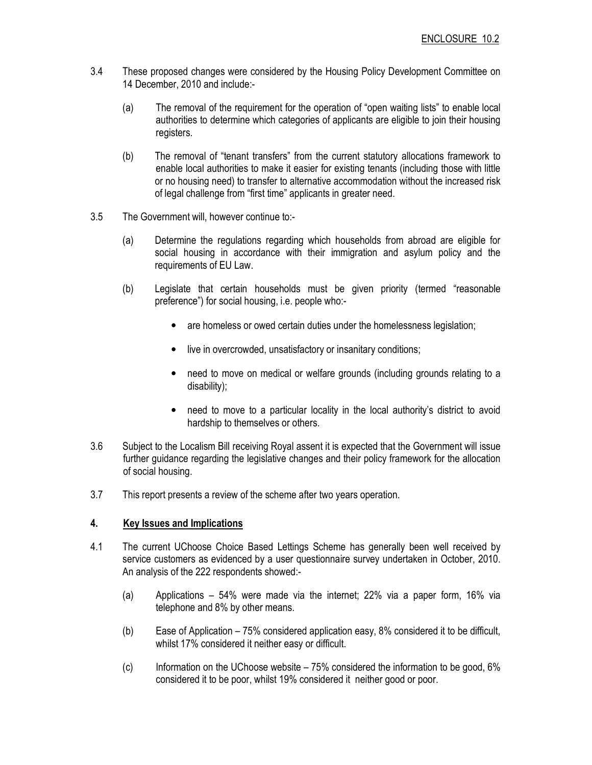ENCLOSURE 10.2

3.4 These proposed changes were considered by the Housing Policy Development Committee on 14 December, 2010 and include:-

(a) The removal of the requirement for the operation of "open waiting lists" to enable local authorities to determine which categories of applicants are eligible to join their housing registers.

(b) The removal of "tenant transfers" from the current statutory allocations framework to enable local authorities to make it easier for existing tenants (including those with little or no housing need) to transfer to alternative accommodation without the increased risk of legal challenge from "first time" applicants in greater need.

3.5 The Government will, however continue to:-

(a) Determine the regulations regarding which households from abroad are eligible for social housing in accordance with their immigration and asylum policy and the requirements of EU Law.

(b) Legislate that certain households must be given priority (termed "reasonable preference") for social housing, i.e. people who:-

- are homeless or owed certain duties under the homelessness legislation;
- live in overcrowded, unsatisfactory or insanitary conditions;
- need to move on medical or welfare grounds (including grounds relating to a disability);
- need to move to a particular locality in the local authority's district to avoid hardship to themselves or others.

3.6 Subject to the Localism Bill receiving Royal assent it is expected that the Government will issue further guidance regarding the legislative changes and their policy framework for the allocation of social housing.

3.7 This report presents a review of the scheme after two years operation.

## 4. Key Issues and Implications

4.1 The current UChoose Choice Based Lettings Scheme has generally been well received by service customers as evidenced by a user questionnaire survey undertaken in October, 2010. An analysis of the 222 respondents showed:-

(a) Applications – 54% were made via the internet; 22% via a paper form, 16% via telephone and 8% by other means.

(b) Ease of Application – 75% considered application easy, 8% considered it to be difficult, whilst 17% considered it neither easy or difficult.

(c) Information on the UChoose website – 75% considered the information to be good, 6% considered it to be poor, whilst 19% considered it neither good or poor.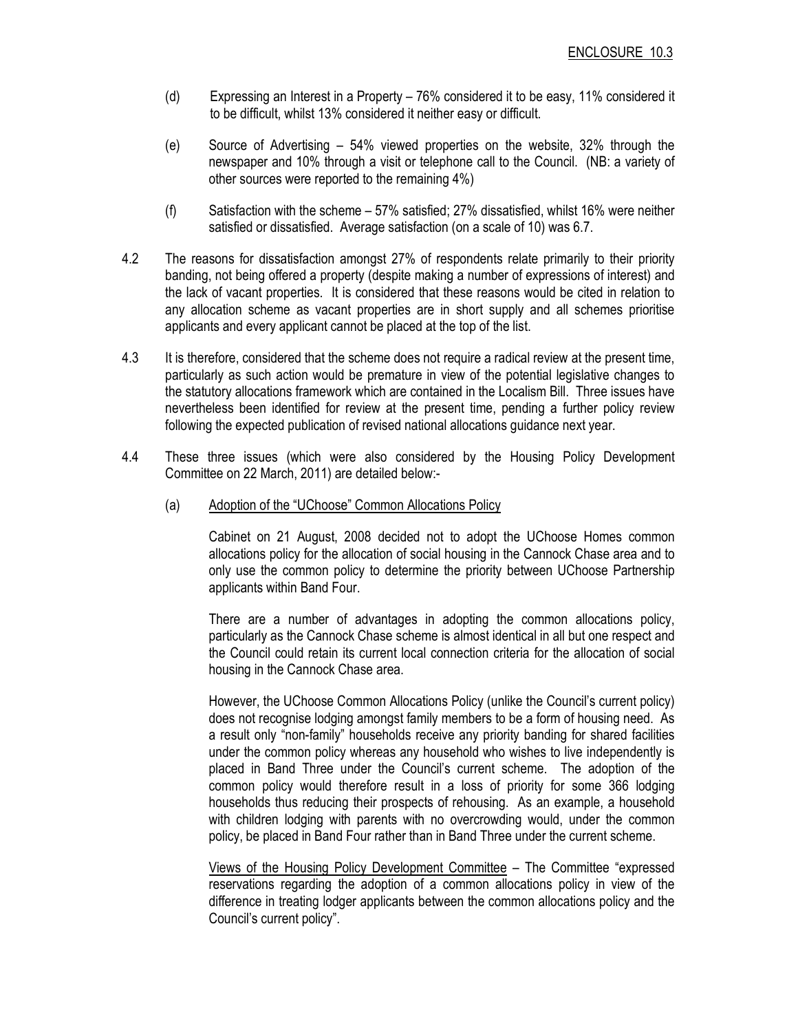(d) Expressing an Interest in a Property – 76% considered it to be easy, 11% considered it to be difficult, whilst 13% considered it neither easy or difficult.

(e) Source of Advertising – 54% viewed properties on the website, 32% through the newspaper and 10% through a visit or telephone call to the Council. (NB: a variety of other sources were reported to the remaining 4%)

(f) Satisfaction with the scheme – 57% satisfied; 27% dissatisfied, whilst 16% were neither satisfied or dissatisfied. Average satisfaction (on a scale of 10) was 6.7.

4.2 The reasons for dissatisfaction amongst 27% of respondents relate primarily to their priority banding, not being offered a property (despite making a number of expressions of interest) and the lack of vacant properties. It is considered that these reasons would be cited in relation to any allocation scheme as vacant properties are in short supply and all schemes prioritise applicants and every applicant cannot be placed at the top of the list.

4.3 It is therefore, considered that the scheme does not require a radical review at the present time, particularly as such action would be premature in view of the potential legislative changes to the statutory allocations framework which are contained in the Localism Bill. Three issues have nevertheless been identified for review at the present time, pending a further policy review following the expected publication of revised national allocations guidance next year.

4.4 These three issues (which were also considered by the Housing Policy Development Committee on 22 March, 2011) are detailed below:-

(a) Adoption of the "UChoose" Common Allocations Policy

Cabinet on 21 August, 2008 decided not to adopt the UChoose Homes common allocations policy for the allocation of social housing in the Cannock Chase area and to only use the common policy to determine the priority between UChoose Partnership applicants within Band Four.

There are a number of advantages in adopting the common allocations policy, particularly as the Cannock Chase scheme is almost identical in all but one respect and the Council could retain its current local connection criteria for the allocation of social housing in the Cannock Chase area.

However, the UChoose Common Allocations Policy (unlike the Council's current policy) does not recognise lodging amongst family members to be a form of housing need. As a result only "non-family" households receive any priority banding for shared facilities under the common policy whereas any household who wishes to live independently is placed in Band Three under the Council's current scheme. The adoption of the common policy would therefore result in a loss of priority for some 366 lodging households thus reducing their prospects of rehousing. As an example, a household with children lodging with parents with no overcrowding would, under the common policy, be placed in Band Four rather than in Band Three under the current scheme.

Views of the Housing Policy Development Committee – The Committee "expressed reservations regarding the adoption of a common allocations policy in view of the difference in treating lodger applicants between the common allocations policy and the Council's current policy".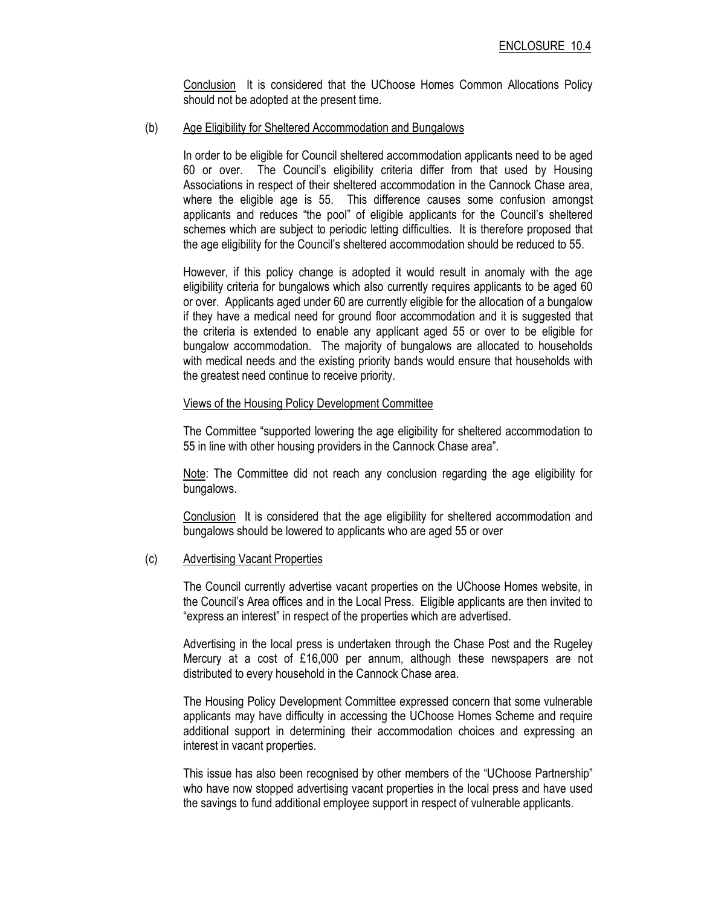ENCLOSURE 10.4

Conclusion It is considered that the UChoose Homes Common Allocations Policy should not be adopted at the present time.

(b) Age Eligibility for Sheltered Accommodation and Bungalows

In order to be eligible for Council sheltered accommodation applicants need to be aged 60 or over. The Council's eligibility criteria differ from that used by Housing Associations in respect of their sheltered accommodation in the Cannock Chase area, where the eligible age is 55. This difference causes some confusion amongst applicants and reduces "the pool" of eligible applicants for the Council's sheltered schemes which are subject to periodic letting difficulties. It is therefore proposed that the age eligibility for the Council's sheltered accommodation should be reduced to 55.

However, if this policy change is adopted it would result in anomaly with the age eligibility criteria for bungalows which also currently requires applicants to be aged 60 or over. Applicants aged under 60 are currently eligible for the allocation of a bungalow if they have a medical need for ground floor accommodation and it is suggested that the criteria is extended to enable any applicant aged 55 or over to be eligible for bungalow accommodation. The majority of bungalows are allocated to households with medical needs and the existing priority bands would ensure that households with the greatest need continue to receive priority.

Views of the Housing Policy Development Committee

The Committee "supported lowering the age eligibility for sheltered accommodation to 55 in line with other housing providers in the Cannock Chase area".

Note: The Committee did not reach any conclusion regarding the age eligibility for bungalows.

Conclusion It is considered that the age eligibility for sheltered accommodation and bungalows should be lowered to applicants who are aged 55 or over

(c) Advertising Vacant Properties

The Council currently advertise vacant properties on the UChoose Homes website, in the Council's Area offices and in the Local Press. Eligible applicants are then invited to "express an interest" in respect of the properties which are advertised.

Advertising in the local press is undertaken through the Chase Post and the Rugeley Mercury at a cost of £16,000 per annum, although these newspapers are not distributed to every household in the Cannock Chase area.

The Housing Policy Development Committee expressed concern that some vulnerable applicants may have difficulty in accessing the UChoose Homes Scheme and require additional support in determining their accommodation choices and expressing an interest in vacant properties.

This issue has also been recognised by other members of the "UChoose Partnership" who have now stopped advertising vacant properties in the local press and have used the savings to fund additional employee support in respect of vulnerable applicants.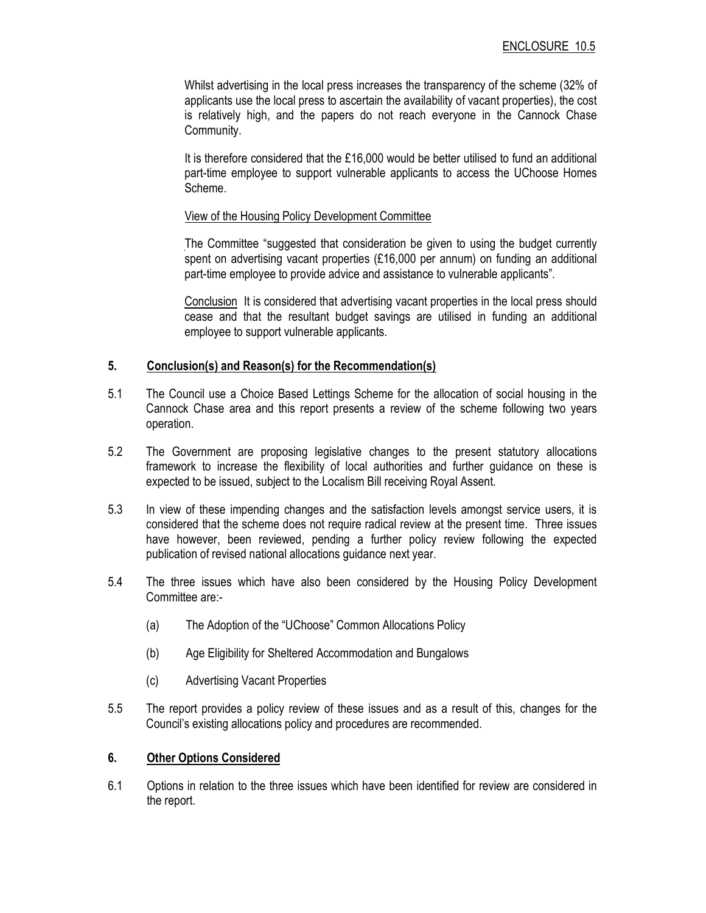ENCLOSURE 10.5

Whilst advertising in the local press increases the transparency of the scheme (32% of applicants use the local press to ascertain the availability of vacant properties), the cost is relatively high, and the papers do not reach everyone in the Cannock Chase Community.

It is therefore considered that the £16,000 would be better utilised to fund an additional part-time employee to support vulnerable applicants to access the UChoose Homes Scheme.

View of the Housing Policy Development Committee

The Committee "suggested that consideration be given to using the budget currently spent on advertising vacant properties (£16,000 per annum) on funding an additional part-time employee to provide advice and assistance to vulnerable applicants".

Conclusion It is considered that advertising vacant properties in the local press should cease and that the resultant budget savings are utilised in funding an additional employee to support vulnerable applicants.

## 5. Conclusion(s) and Reason(s) for the Recommendation(s)

5.1 The Council use a Choice Based Lettings Scheme for the allocation of social housing in the Cannock Chase area and this report presents a review of the scheme following two years operation.

5.2 The Government are proposing legislative changes to the present statutory allocations framework to increase the flexibility of local authorities and further guidance on these is expected to be issued, subject to the Localism Bill receiving Royal Assent.

5.3 In view of these impending changes and the satisfaction levels amongst service users, it is considered that the scheme does not require radical review at the present time. Three issues have however, been reviewed, pending a further policy review following the expected publication of revised national allocations guidance next year.

5.4 The three issues which have also been considered by the Housing Policy Development Committee are:-

(a) The Adoption of the "UChoose" Common Allocations Policy

(b) Age Eligibility for Sheltered Accommodation and Bungalows

(c) Advertising Vacant Properties

5.5 The report provides a policy review of these issues and as a result of this, changes for the Council's existing allocations policy and procedures are recommended.

## 6. Other Options Considered

6.1 Options in relation to the three issues which have been identified for review are considered in the report.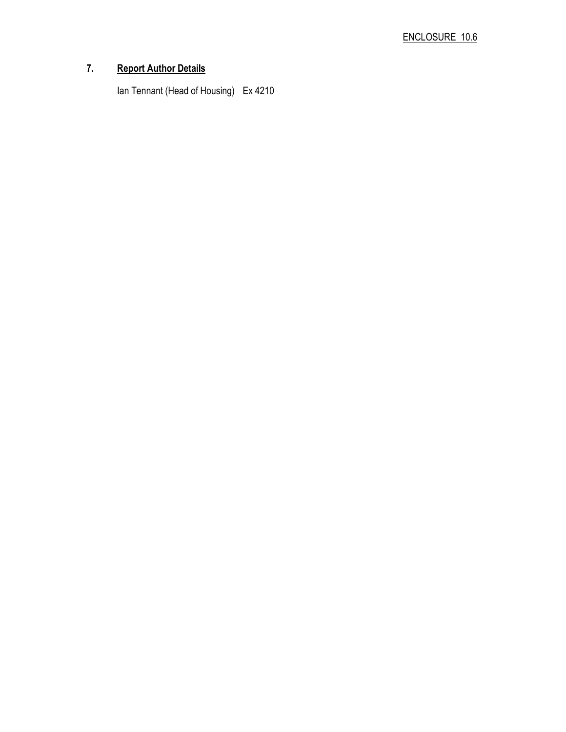ENCLOSURE 10.6

## 7. **Report Author Details**

Ian Tennant (Head of Housing) Ex 4210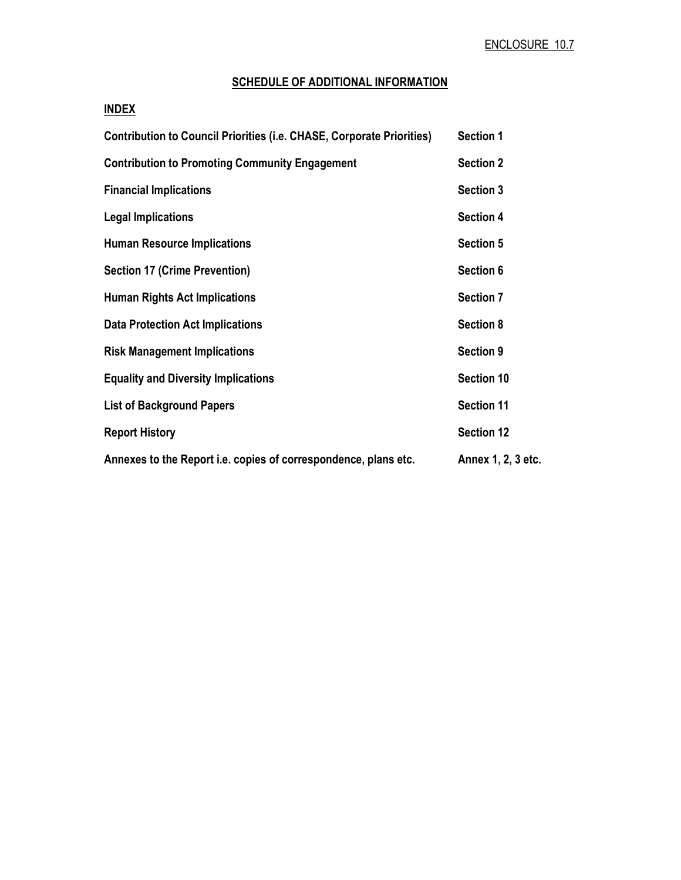ENCLOSURE 10.7

## SCHEDULE OF ADDITIONAL INFORMATION

### INDEX

| | |
|---|---|
| **Contribution to Council Priorities (i.e. CHASE, Corporate Priorities)** | **Section 1** |
| **Contribution to Promoting Community Engagement** | **Section 2** |
| **Financial Implications** | **Section 3** |
| **Legal Implications** | **Section 4** |
| **Human Resource Implications** | **Section 5** |
| **Section 17 (Crime Prevention)** | **Section 6** |
| **Human Rights Act Implications** | **Section 7** |
| **Data Protection Act Implications** | **Section 8** |
| **Risk Management Implications** | **Section 9** |
| **Equality and Diversity Implications** | **Section 10** |
| **List of Background Papers** | **Section 11** |
| **Report History** | **Section 12** |
| **Annexes to the Report i.e. copies of correspondence, plans etc.** | **Annex 1, 2, 3 etc.** |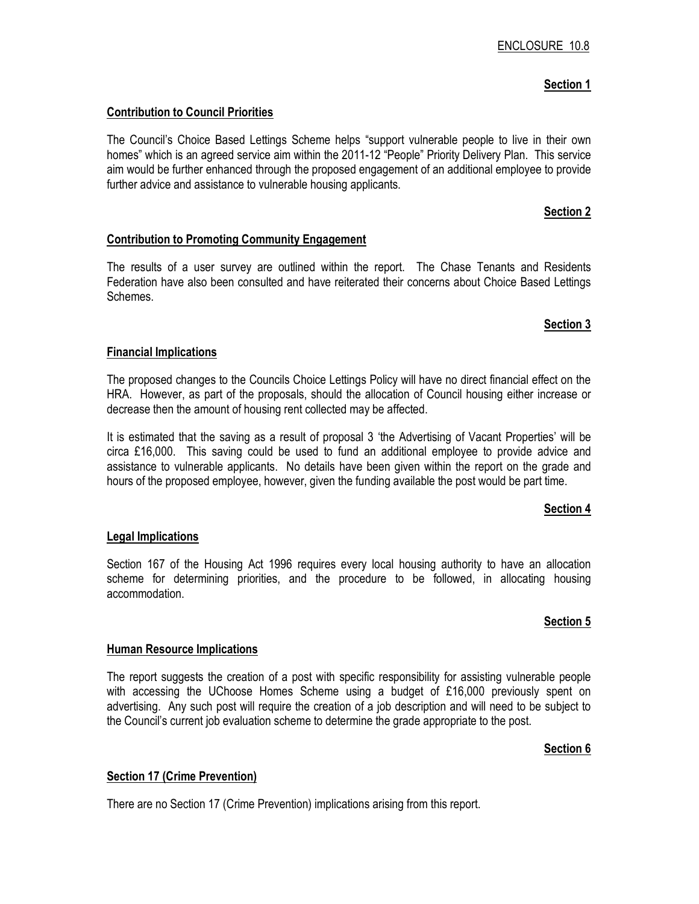ENCLOSURE 10.8

**Section 1**

**Contribution to Council Priorities**

The Council's Choice Based Lettings Scheme helps "support vulnerable people to live in their own homes" which is an agreed service aim within the 2011-12 "People" Priority Delivery Plan. This service aim would be further enhanced through the proposed engagement of an additional employee to provide further advice and assistance to vulnerable housing applicants.

**Section 2**

**Contribution to Promoting Community Engagement**

The results of a user survey are outlined within the report. The Chase Tenants and Residents Federation have also been consulted and have reiterated their concerns about Choice Based Lettings Schemes.

**Section 3**

**Financial Implications**

The proposed changes to the Councils Choice Lettings Policy will have no direct financial effect on the HRA. However, as part of the proposals, should the allocation of Council housing either increase or decrease then the amount of housing rent collected may be affected.

It is estimated that the saving as a result of proposal 3 'the Advertising of Vacant Properties' will be circa £16,000. This saving could be used to fund an additional employee to provide advice and assistance to vulnerable applicants. No details have been given within the report on the grade and hours of the proposed employee, however, given the funding available the post would be part time.

**Section 4**

**Legal Implications**

Section 167 of the Housing Act 1996 requires every local housing authority to have an allocation scheme for determining priorities, and the procedure to be followed, in allocating housing accommodation.

**Section 5**

**Human Resource Implications**

The report suggests the creation of a post with specific responsibility for assisting vulnerable people with accessing the UChoose Homes Scheme using a budget of £16,000 previously spent on advertising. Any such post will require the creation of a job description and will need to be subject to the Council's current job evaluation scheme to determine the grade appropriate to the post.

**Section 6**

**Section 17 (Crime Prevention)**

There are no Section 17 (Crime Prevention) implications arising from this report.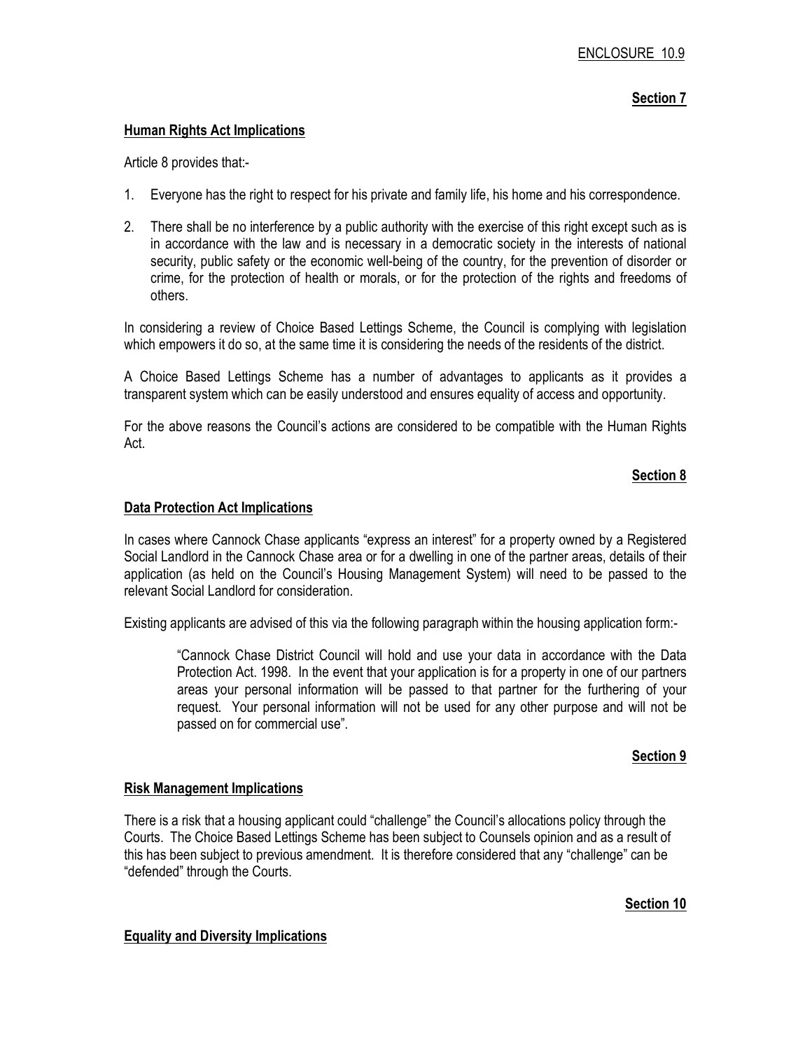ENCLOSURE 10.9

**Section 7**

## Human Rights Act Implications

Article 8 provides that:-

1. Everyone has the right to respect for his private and family life, his home and his correspondence.

2. There shall be no interference by a public authority with the exercise of this right except such as is in accordance with the law and is necessary in a democratic society in the interests of national security, public safety or the economic well-being of the country, for the prevention of disorder or crime, for the protection of health or morals, or for the protection of the rights and freedoms of others.

In considering a review of Choice Based Lettings Scheme, the Council is complying with legislation which empowers it do so, at the same time it is considering the needs of the residents of the district.

A Choice Based Lettings Scheme has a number of advantages to applicants as it provides a transparent system which can be easily understood and ensures equality of access and opportunity.

For the above reasons the Council's actions are considered to be compatible with the Human Rights Act.

**Section 8**

## Data Protection Act Implications

In cases where Cannock Chase applicants "express an interest" for a property owned by a Registered Social Landlord in the Cannock Chase area or for a dwelling in one of the partner areas, details of their application (as held on the Council's Housing Management System) will need to be passed to the relevant Social Landlord for consideration.

Existing applicants are advised of this via the following paragraph within the housing application form:-

> "Cannock Chase District Council will hold and use your data in accordance with the Data Protection Act. 1998. In the event that your application is for a property in one of our partners areas your personal information will be passed to that partner for the furthering of your request. Your personal information will not be used for any other purpose and will not be passed on for commercial use".

**Section 9**

## Risk Management Implications

There is a risk that a housing applicant could "challenge" the Council's allocations policy through the Courts. The Choice Based Lettings Scheme has been subject to Counsels opinion and as a result of this has been subject to previous amendment. It is therefore considered that any "challenge" can be "defended" through the Courts.

**Section 10**

## Equality and Diversity Implications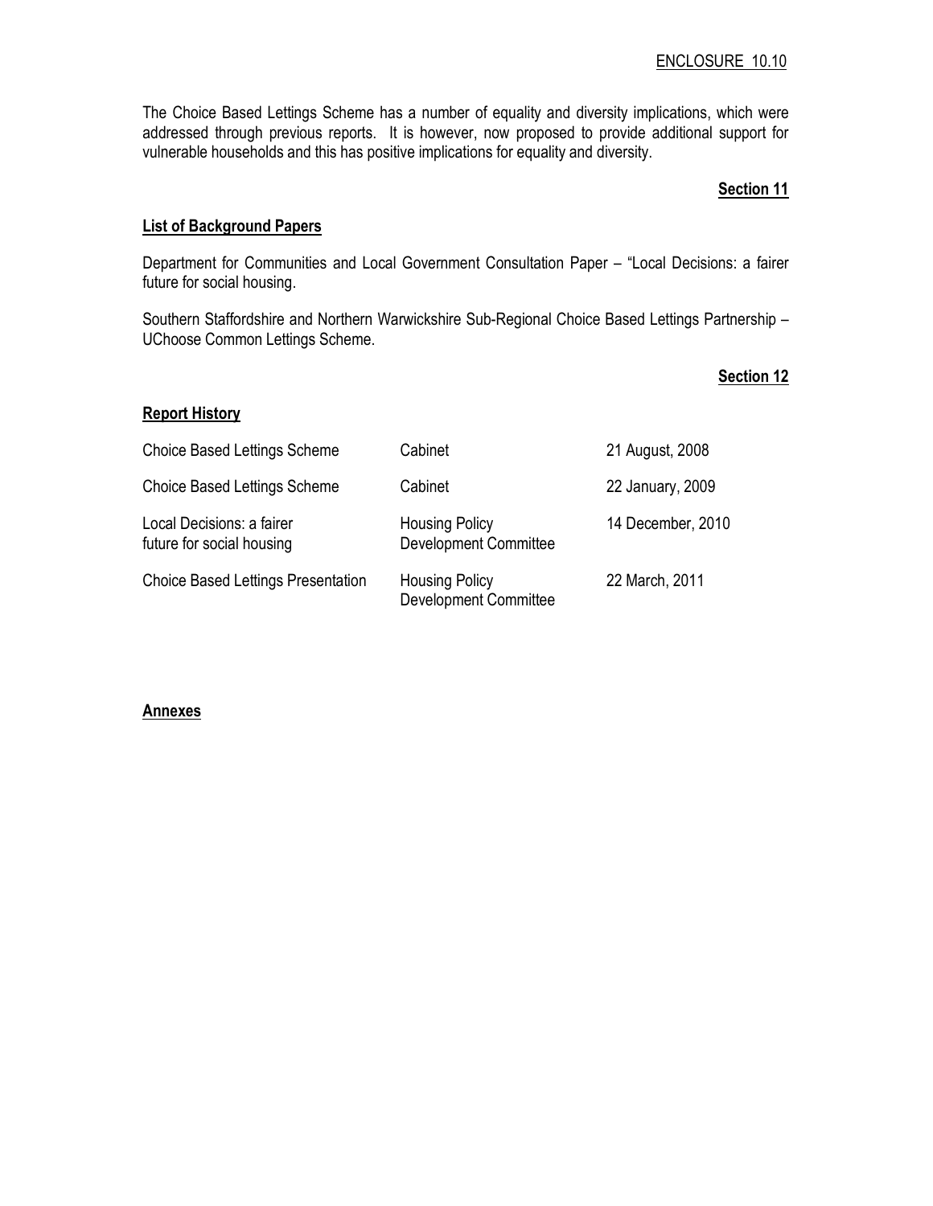ENCLOSURE 10.10

The Choice Based Lettings Scheme has a number of equality and diversity implications, which were addressed through previous reports. It is however, now proposed to provide additional support for vulnerable households and this has positive implications for equality and diversity.

**Section 11**

**List of Background Papers**

Department for Communities and Local Government Consultation Paper – "Local Decisions: a fairer future for social housing.

Southern Staffordshire and Northern Warwickshire Sub-Regional Choice Based Lettings Partnership – UChoose Common Lettings Scheme.

**Section 12**

**Report History**

| | | |
|---|---|---|
| Choice Based Lettings Scheme | Cabinet | 21 August, 2008 |
| Choice Based Lettings Scheme | Cabinet | 22 January, 2009 |
| Local Decisions: a fairer future for social housing | Housing Policy Development Committee | 14 December, 2010 |
| Choice Based Lettings Presentation | Housing Policy Development Committee | 22 March, 2011 |

**Annexes**